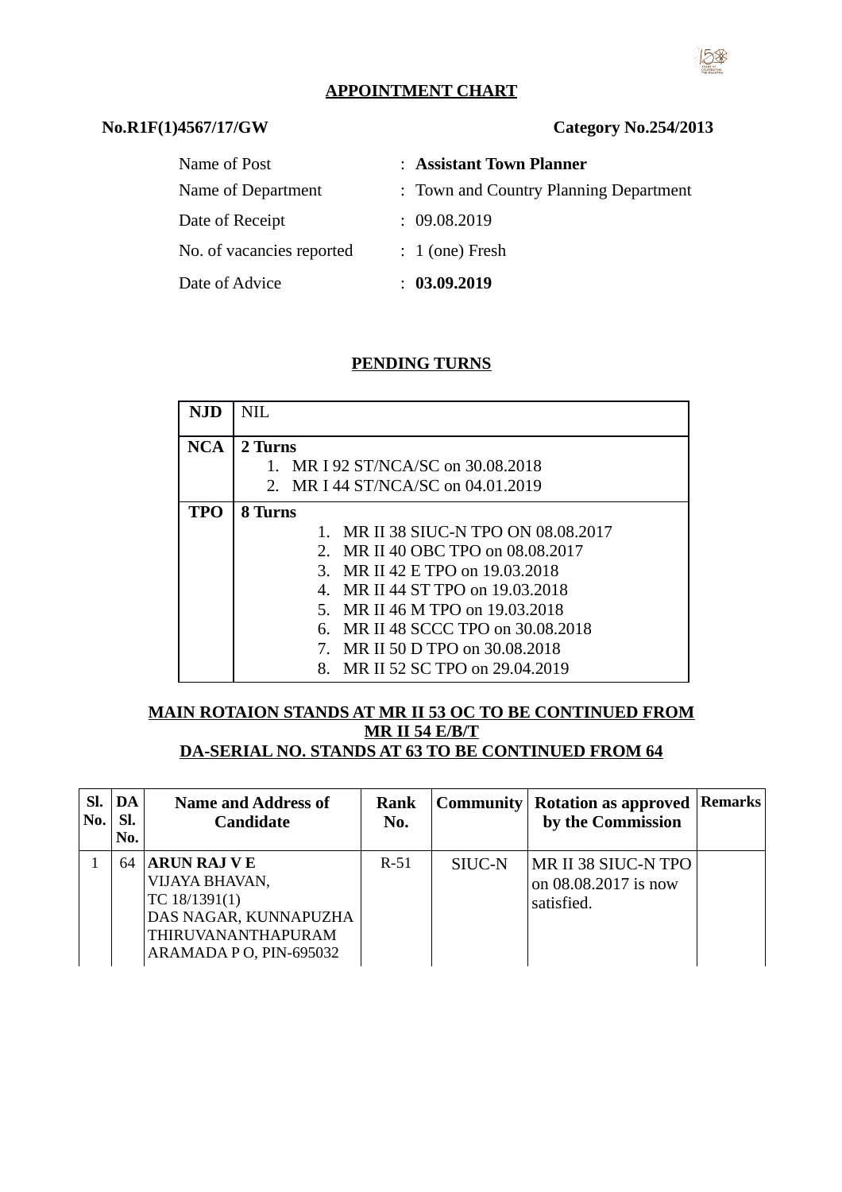## APPOINTMENT CHART

**No.R1F(1)4567/17/GW** **Category No.254/2013**

| | |
|---|---|
| Name of Post | : **Assistant Town Planner** |
| Name of Department | : Town and Country Planning Department |
| Date of Receipt | : 09.08.2019 |
| No. of vacancies reported | : 1 (one) Fresh |
| Date of Advice | : **03.09.2019** |

## PENDING TURNS

| | |
|---|---|
| **NJD** | NIL |
| **NCA** | **2 Turns**<br>1. MR I 92 ST/NCA/SC on 30.08.2018<br>2. MR I 44 ST/NCA/SC on 04.01.2019 |
| **TPO** | **8 Turns**<br>1. MR II 38 SIUC-N TPO ON 08.08.2017<br>2. MR II 40 OBC TPO on 08.08.2017<br>3. MR II 42 E TPO on 19.03.2018<br>4. MR II 44 ST TPO on 19.03.2018<br>5. MR II 46 M TPO on 19.03.2018<br>6. MR II 48 SCCC TPO on 30.08.2018<br>7. MR II 50 D TPO on 30.08.2018<br>8. MR II 52 SC TPO on 29.04.2019 |

**MAIN ROTAION STANDS AT MR II 53 OC TO BE CONTINUED FROM MR II 54 E/B/T**

**DA-SERIAL NO. STANDS AT 63 TO BE CONTINUED FROM 64**

| Sl. No. | DA Sl. No. | Name and Address of Candidate | Rank No. | Community | Rotation as approved by the Commission | Remarks |
|---|---|---|---|---|---|---|
| 1 | 64 | **ARUN RAJ V E**<br>VIJAYA BHAVAN,<br>TC 18/1391(1)<br>DAS NAGAR, KUNNAPUZHA<br>THIRUVANANTHAPURAM<br>ARAMADA P O, PIN-695032 | R-51 | SIUC-N | MR II 38 SIUC-N TPO on 08.08.2017 is now satisfied. | |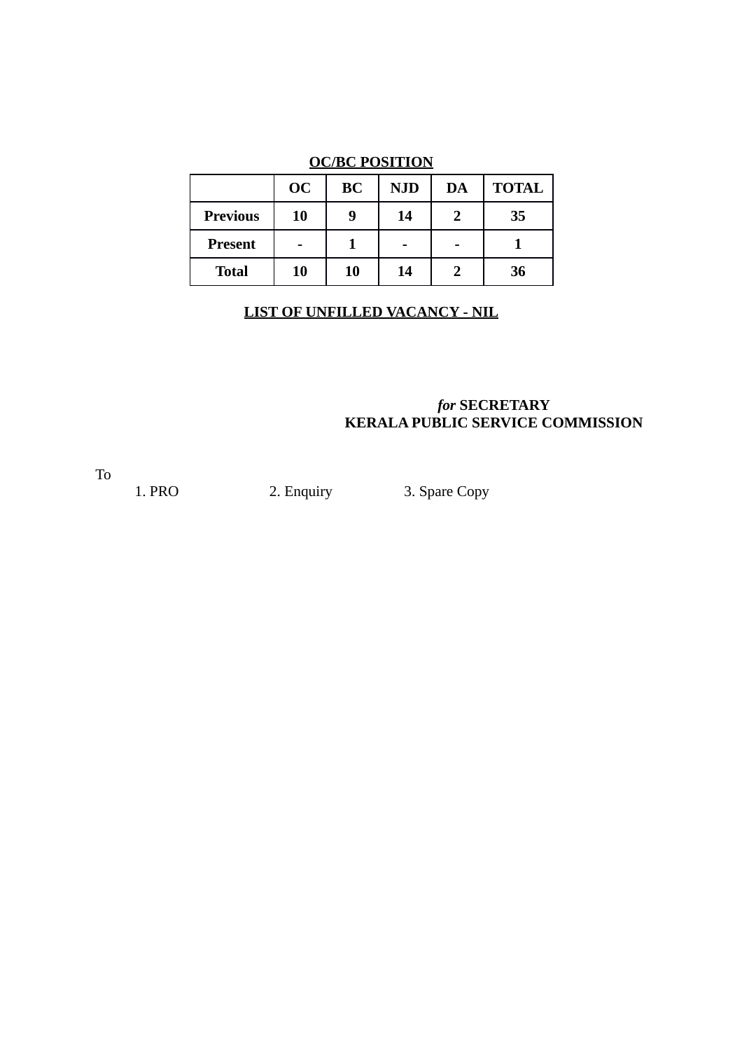**OC/BC POSITION**

| | OC | BC | NJD | DA | TOTAL |
|---|---|---|---|---|---|
| **Previous** | 10 | 9 | 14 | 2 | 35 |
| **Present** | - | 1 | - | - | 1 |
| **Total** | 10 | 10 | 14 | 2 | 36 |

**LIST OF UNFILLED VACANCY - NIL**

***for*** **SECRETARY**
**KERALA PUBLIC SERVICE COMMISSION**

To
1. PRO    2. Enquiry    3. Spare Copy